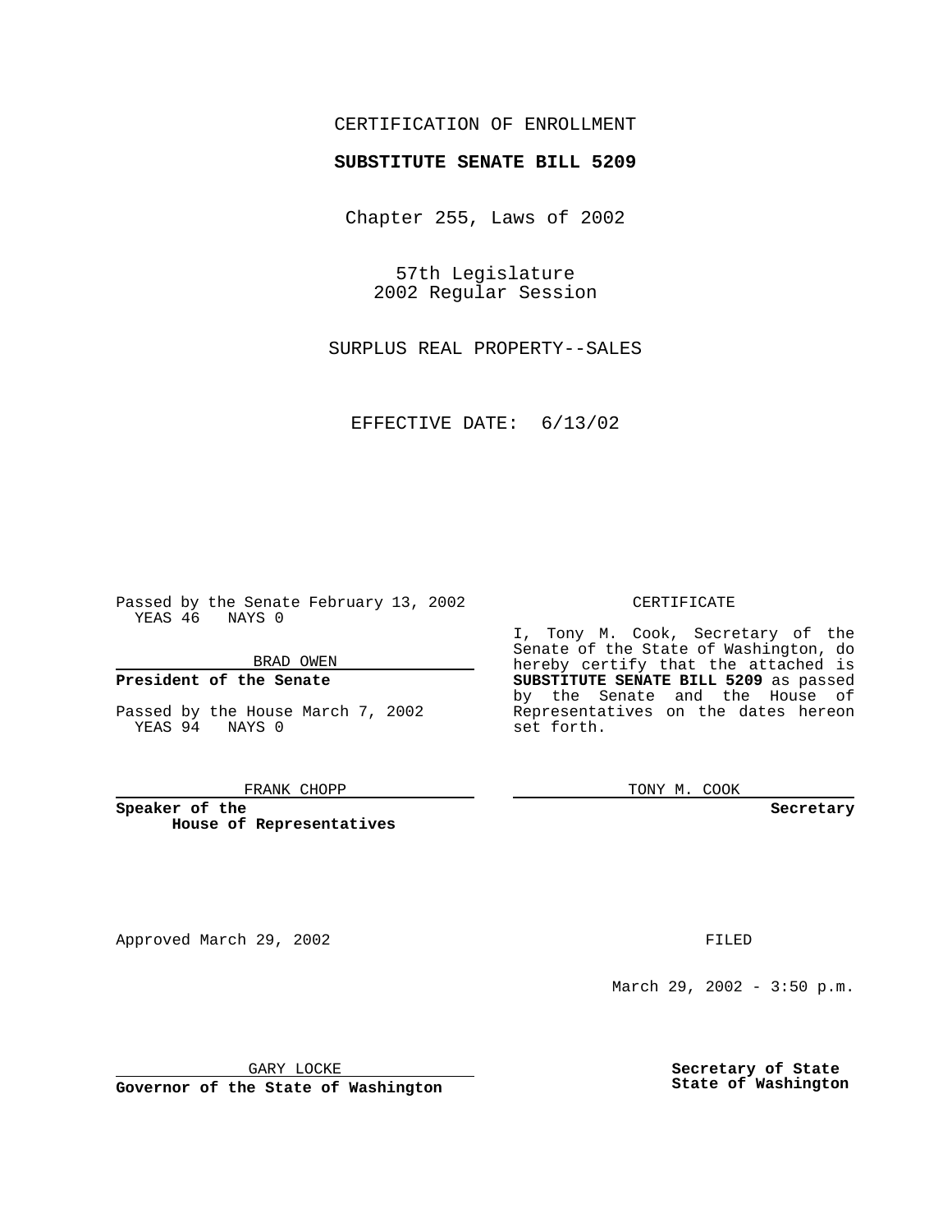CERTIFICATION OF ENROLLMENT

**SUBSTITUTE SENATE BILL 5209**

Chapter 255, Laws of 2002

57th Legislature
2002 Regular Session

SURPLUS REAL PROPERTY--SALES

EFFECTIVE DATE: 6/13/02

Passed by the Senate February 13, 2002
YEAS 46 NAYS 0

BRAD OWEN

**President of the Senate**

Passed by the House March 7, 2002
YEAS 94 NAYS 0

FRANK CHOPP

**Speaker of the House of Representatives**

CERTIFICATE

I, Tony M. Cook, Secretary of the Senate of the State of Washington, do hereby certify that the attached is **SUBSTITUTE SENATE BILL 5209** as passed by the Senate and the House of Representatives on the dates hereon set forth.

TONY M. COOK

**Secretary**

Approved March 29, 2002

GARY LOCKE

**Governor of the State of Washington**

FILED

March 29, 2002 - 3:50 p.m.

**Secretary of State**
**State of Washington**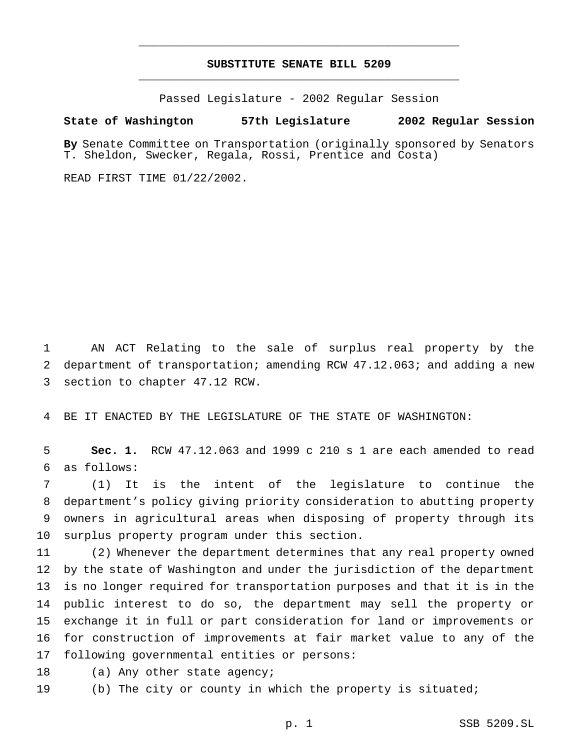# SUBSTITUTE SENATE BILL 5209

Passed Legislature - 2002 Regular Session

**State of Washington 57th Legislature 2002 Regular Session**

**By** Senate Committee on Transportation (originally sponsored by Senators T. Sheldon, Swecker, Regala, Rossi, Prentice and Costa)

READ FIRST TIME 01/22/2002.

AN ACT Relating to the sale of surplus real property by the department of transportation; amending RCW 47.12.063; and adding a new section to chapter 47.12 RCW.

BE IT ENACTED BY THE LEGISLATURE OF THE STATE OF WASHINGTON:

**Sec. 1.** RCW 47.12.063 and 1999 c 210 s 1 are each amended to read as follows:

(1) It is the intent of the legislature to continue the department's policy giving priority consideration to abutting property owners in agricultural areas when disposing of property through its surplus property program under this section.

(2) Whenever the department determines that any real property owned by the state of Washington and under the jurisdiction of the department is no longer required for transportation purposes and that it is in the public interest to do so, the department may sell the property or exchange it in full or part consideration for land or improvements or for construction of improvements at fair market value to any of the following governmental entities or persons:

(a) Any other state agency;

(b) The city or county in which the property is situated;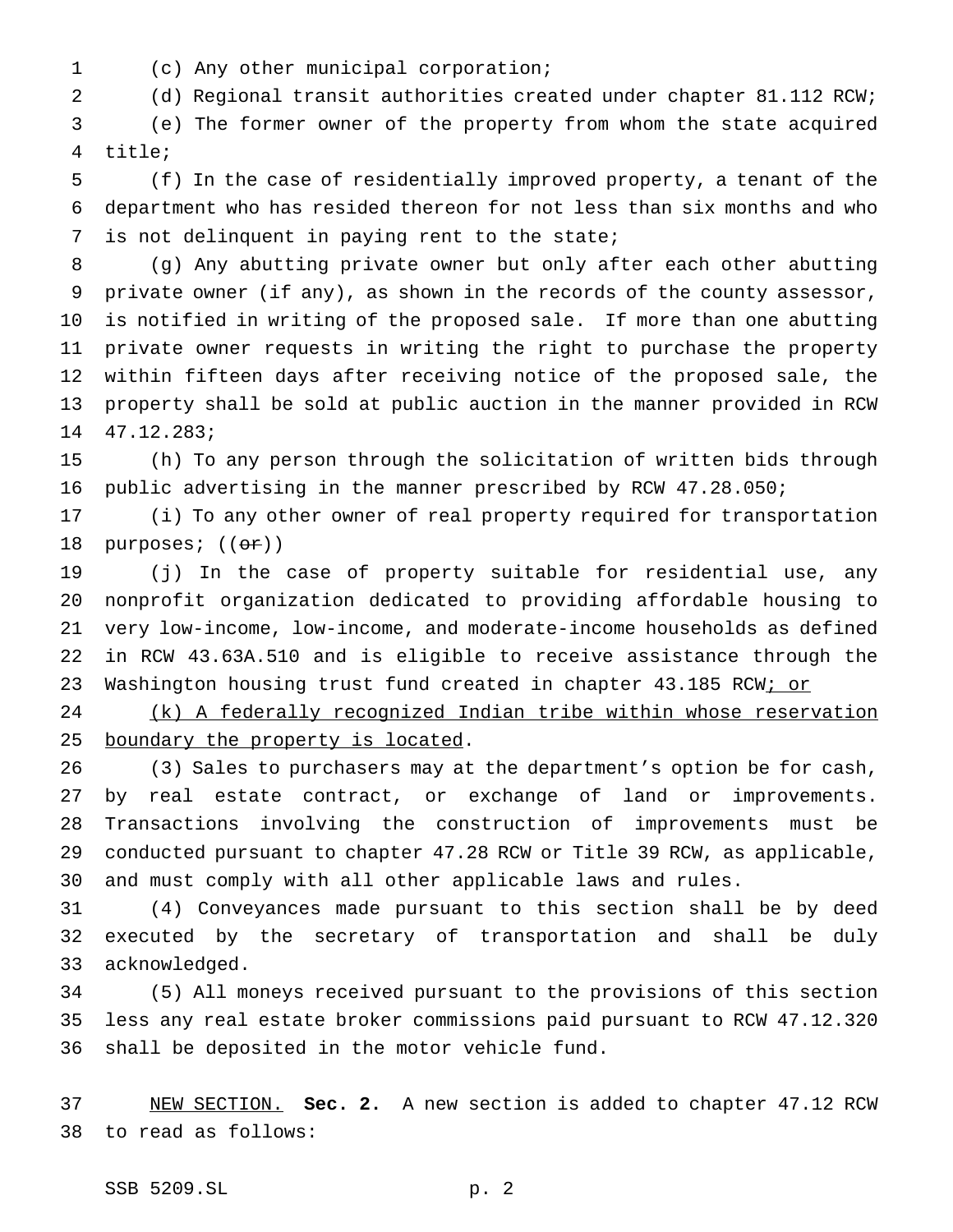(c) Any other municipal corporation;

(d) Regional transit authorities created under chapter 81.112 RCW;

(e) The former owner of the property from whom the state acquired title;

(f) In the case of residentially improved property, a tenant of the department who has resided thereon for not less than six months and who is not delinquent in paying rent to the state;

(g) Any abutting private owner but only after each other abutting private owner (if any), as shown in the records of the county assessor, is notified in writing of the proposed sale. If more than one abutting private owner requests in writing the right to purchase the property within fifteen days after receiving notice of the proposed sale, the property shall be sold at public auction in the manner provided in RCW 47.12.283;

(h) To any person through the solicitation of written bids through public advertising in the manner prescribed by RCW 47.28.050;

(i) To any other owner of real property required for transportation purposes; ((~~or~~))

(j) In the case of property suitable for residential use, any nonprofit organization dedicated to providing affordable housing to very low-income, low-income, and moderate-income households as defined in RCW 43.63A.510 and is eligible to receive assistance through the Washington housing trust fund created in chapter 43.185 RCW<u>; or</u>

<u>(k) A federally recognized Indian tribe within whose reservation boundary the property is located</u>.

(3) Sales to purchasers may at the department's option be for cash, by real estate contract, or exchange of land or improvements. Transactions involving the construction of improvements must be conducted pursuant to chapter 47.28 RCW or Title 39 RCW, as applicable, and must comply with all other applicable laws and rules.

(4) Conveyances made pursuant to this section shall be by deed executed by the secretary of transportation and shall be duly acknowledged.

(5) All moneys received pursuant to the provisions of this section less any real estate broker commissions paid pursuant to RCW 47.12.320 shall be deposited in the motor vehicle fund.

<u>NEW SECTION.</u> **Sec. 2.** A new section is added to chapter 47.12 RCW to read as follows: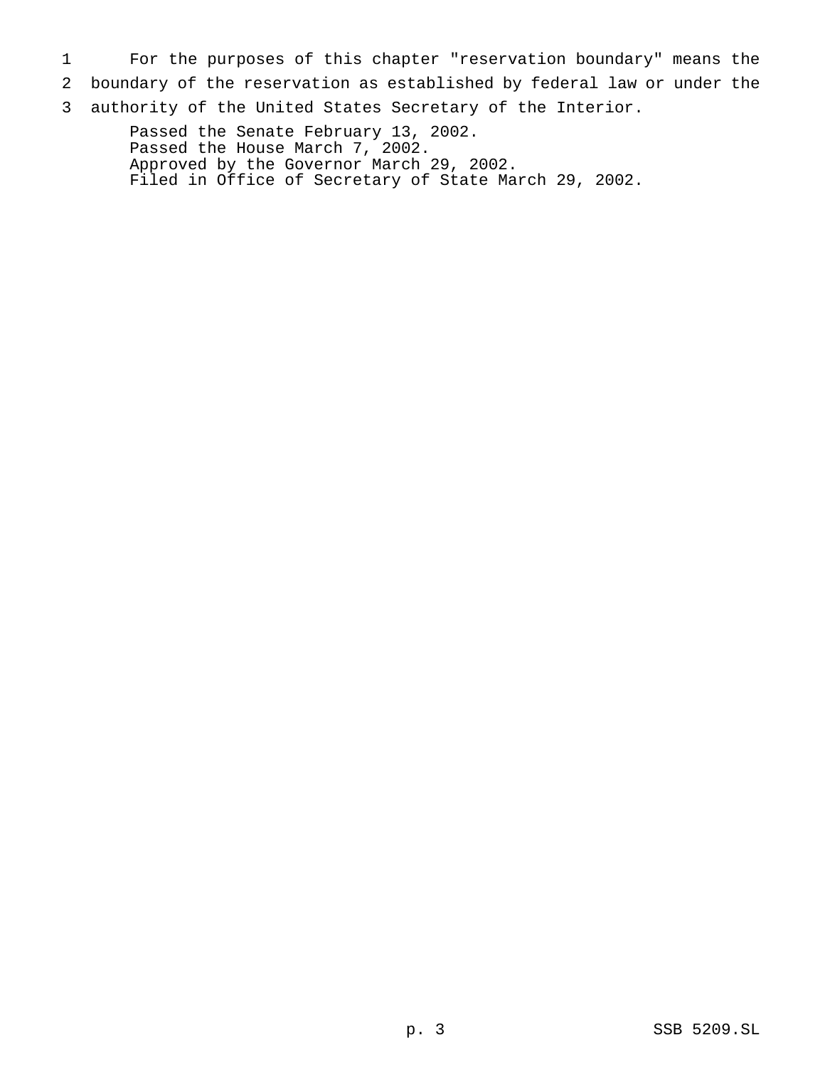For the purposes of this chapter "reservation boundary" means the boundary of the reservation as established by federal law or under the authority of the United States Secretary of the Interior.

Passed the Senate February 13, 2002.
Passed the House March 7, 2002.
Approved by the Governor March 29, 2002.
Filed in Office of Secretary of State March 29, 2002.